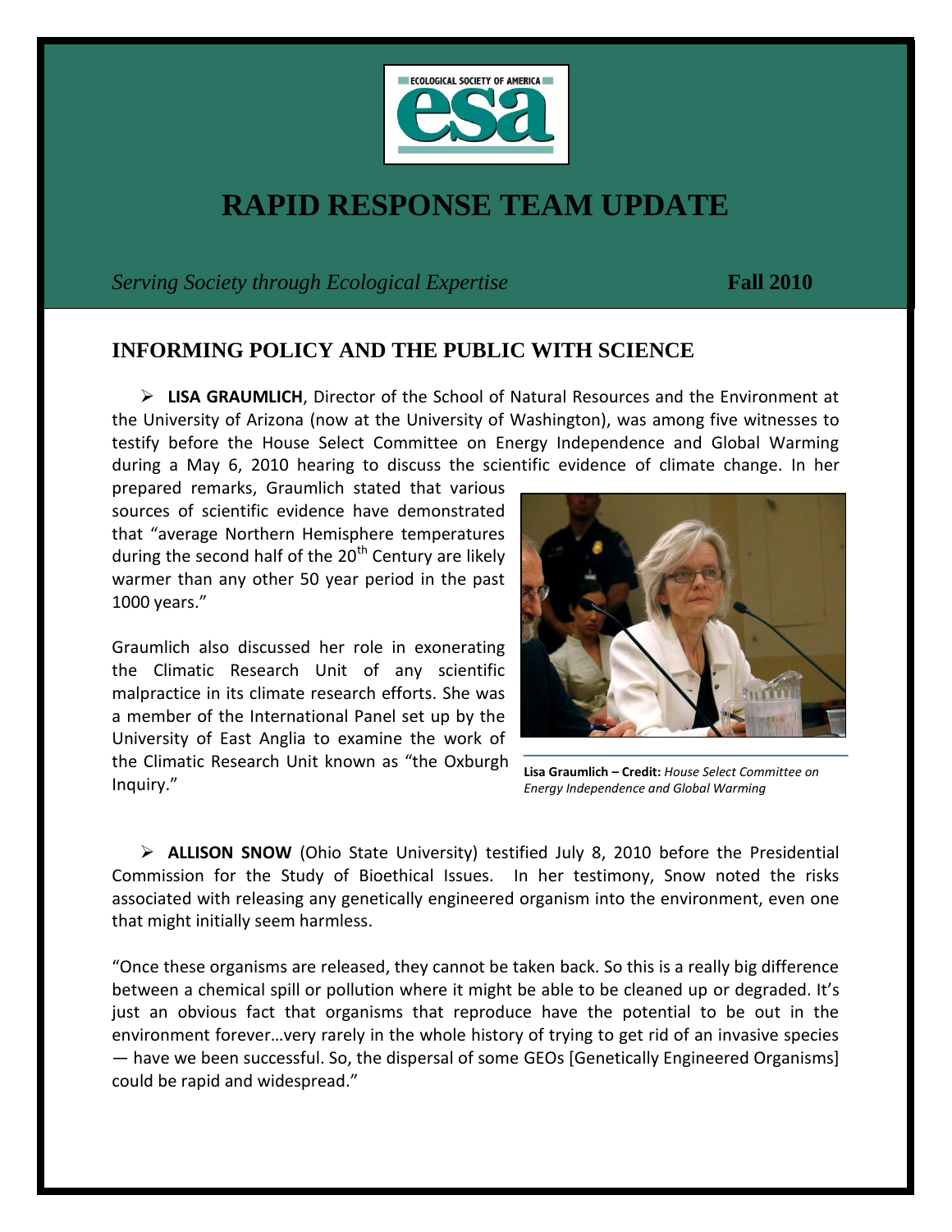# RAPID RESPONSE TEAM UPDATE

*Serving Society through Ecological Expertise* **Fall 2010**

## INFORMING POLICY AND THE PUBLIC WITH SCIENCE

- **LISA GRAUMLICH**, Director of the School of Natural Resources and the Environment at the University of Arizona (now at the University of Washington), was among five witnesses to testify before the House Select Committee on Energy Independence and Global Warming during a May 6, 2010 hearing to discuss the scientific evidence of climate change. In her prepared remarks, Graumlich stated that various sources of scientific evidence have demonstrated that "average Northern Hemisphere temperatures during the second half of the 20th Century are likely warmer than any other 50 year period in the past 1000 years."

Graumlich also discussed her role in exonerating the Climatic Research Unit of any scientific malpractice in its climate research efforts. She was a member of the International Panel set up by the University of East Anglia to examine the work of the Climatic Research Unit known as "the Oxburgh Inquiry."

**Lisa Graumlich – Credit:** *House Select Committee on Energy Independence and Global Warming*

- **ALLISON SNOW** (Ohio State University) testified July 8, 2010 before the Presidential Commission for the Study of Bioethical Issues. In her testimony, Snow noted the risks associated with releasing any genetically engineered organism into the environment, even one that might initially seem harmless.

"Once these organisms are released, they cannot be taken back. So this is a really big difference between a chemical spill or pollution where it might be able to be cleaned up or degraded. It's just an obvious fact that organisms that reproduce have the potential to be out in the environment forever…very rarely in the whole history of trying to get rid of an invasive species — have we been successful. So, the dispersal of some GEOs [Genetically Engineered Organisms] could be rapid and widespread."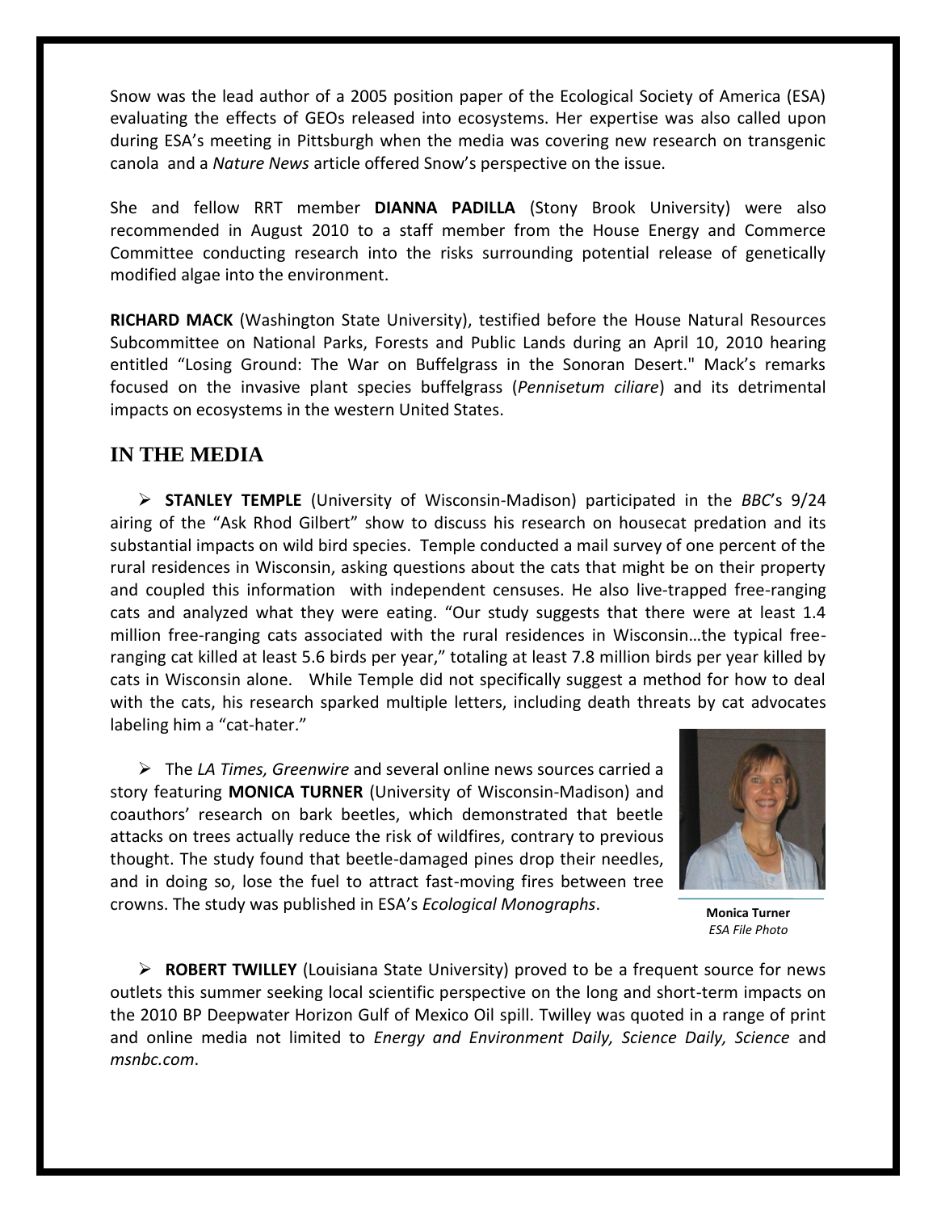Snow was the lead author of a 2005 position paper of the Ecological Society of America (ESA) evaluating the effects of GEOs released into ecosystems. Her expertise was also called upon during ESA's meeting in Pittsburgh when the media was covering new research on transgenic canola and a *Nature News* article offered Snow's perspective on the issue.

She and fellow RRT member **DIANNA PADILLA** (Stony Brook University) were also recommended in August 2010 to a staff member from the House Energy and Commerce Committee conducting research into the risks surrounding potential release of genetically modified algae into the environment.

**RICHARD MACK** (Washington State University), testified before the House Natural Resources Subcommittee on National Parks, Forests and Public Lands during an April 10, 2010 hearing entitled "Losing Ground: The War on Buffelgrass in the Sonoran Desert." Mack's remarks focused on the invasive plant species buffelgrass (*Pennisetum ciliare*) and its detrimental impacts on ecosystems in the western United States.

## IN THE MEDIA

- **STANLEY TEMPLE** (University of Wisconsin-Madison) participated in the *BBC*'s 9/24 airing of the "Ask Rhod Gilbert" show to discuss his research on housecat predation and its substantial impacts on wild bird species. Temple conducted a mail survey of one percent of the rural residences in Wisconsin, asking questions about the cats that might be on their property and coupled this information with independent censuses. He also live-trapped free-ranging cats and analyzed what they were eating. "Our study suggests that there were at least 1.4 million free-ranging cats associated with the rural residences in Wisconsin…the typical free-ranging cat killed at least 5.6 birds per year," totaling at least 7.8 million birds per year killed by cats in Wisconsin alone. While Temple did not specifically suggest a method for how to deal with the cats, his research sparked multiple letters, including death threats by cat advocates labeling him a "cat-hater."

- The *LA Times, Greenwire* and several online news sources carried a story featuring **MONICA TURNER** (University of Wisconsin-Madison) and coauthors' research on bark beetles, which demonstrated that beetle attacks on trees actually reduce the risk of wildfires, contrary to previous thought. The study found that beetle-damaged pines drop their needles, and in doing so, lose the fuel to attract fast-moving fires between tree crowns. The study was published in ESA's *Ecological Monographs*.

**Monica Turner**
*ESA File Photo*

- **ROBERT TWILLEY** (Louisiana State University) proved to be a frequent source for news outlets this summer seeking local scientific perspective on the long and short-term impacts on the 2010 BP Deepwater Horizon Gulf of Mexico Oil spill. Twilley was quoted in a range of print and online media not limited to *Energy and Environment Daily, Science Daily, Science* and *msnbc.com*.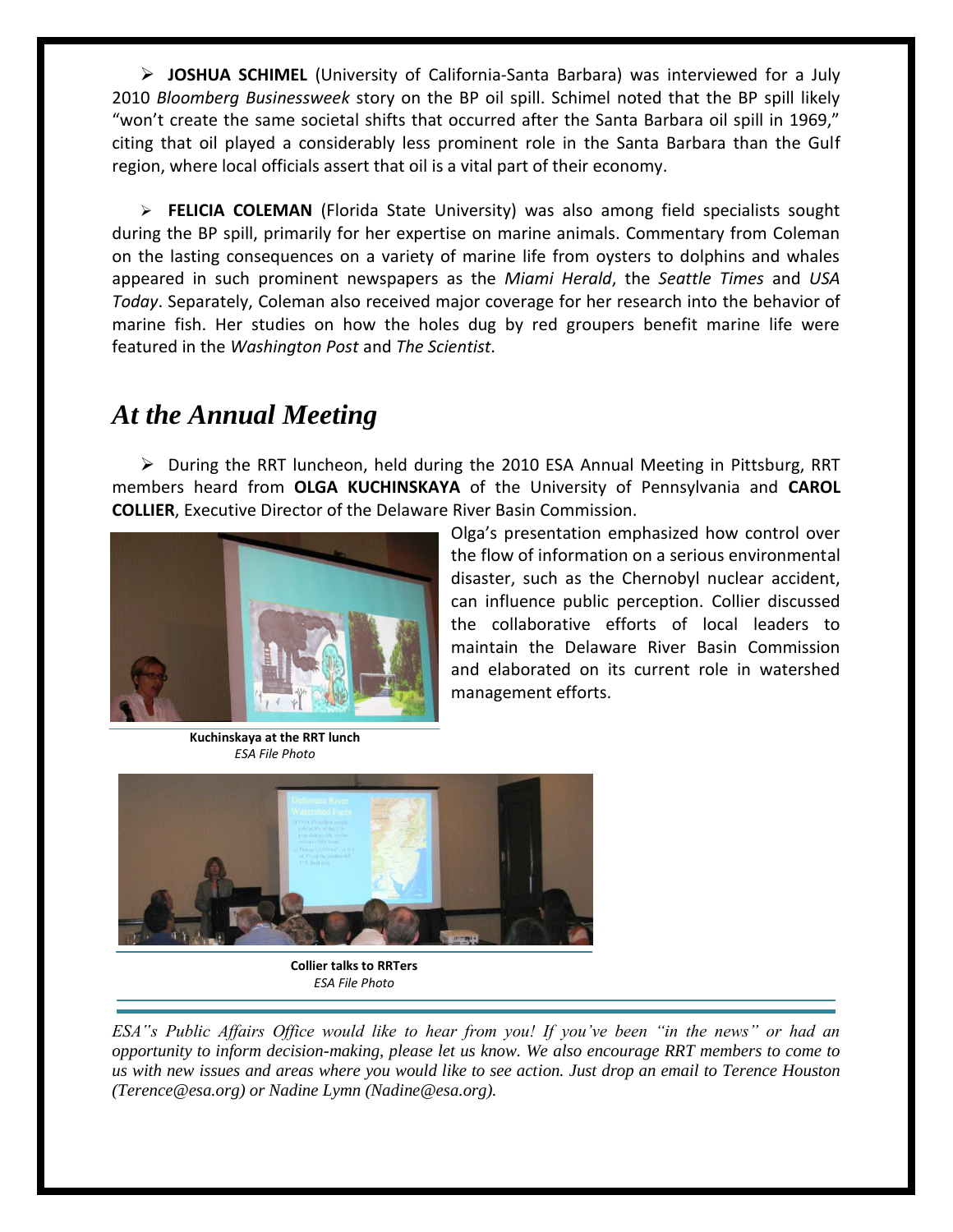- **JOSHUA SCHIMEL** (University of California-Santa Barbara) was interviewed for a July 2010 *Bloomberg Businessweek* story on the BP oil spill. Schimel noted that the BP spill likely "won't create the same societal shifts that occurred after the Santa Barbara oil spill in 1969," citing that oil played a considerably less prominent role in the Santa Barbara than the Gulf region, where local officials assert that oil is a vital part of their economy.

- **FELICIA COLEMAN** (Florida State University) was also among field specialists sought during the BP spill, primarily for her expertise on marine animals. Commentary from Coleman on the lasting consequences on a variety of marine life from oysters to dolphins and whales appeared in such prominent newspapers as the *Miami Herald*, the *Seattle Times* and *USA Today*. Separately, Coleman also received major coverage for her research into the behavior of marine fish. Her studies on how the holes dug by red groupers benefit marine life were featured in the *Washington Post* and *The Scientist*.

## *At the Annual Meeting*

- During the RRT luncheon, held during the 2010 ESA Annual Meeting in Pittsburg, RRT members heard from **OLGA KUCHINSKAYA** of the University of Pennsylvania and **CAROL COLLIER**, Executive Director of the Delaware River Basin Commission.

Olga's presentation emphasized how control over the flow of information on a serious environmental disaster, such as the Chernobyl nuclear accident, can influence public perception. Collier discussed the collaborative efforts of local leaders to maintain the Delaware River Basin Commission and elaborated on its current role in watershed management efforts.

**Kuchinskaya at the RRT lunch**
*ESA File Photo*

**Collier talks to RRTers**
*ESA File Photo*

*ESA"s Public Affairs Office would like to hear from you! If you've been "in the news" or had an opportunity to inform decision-making, please let us know. We also encourage RRT members to come to us with new issues and areas where you would like to see action. Just drop an email to Terence Houston (Terence@esa.org) or Nadine Lymn (Nadine@esa.org).*